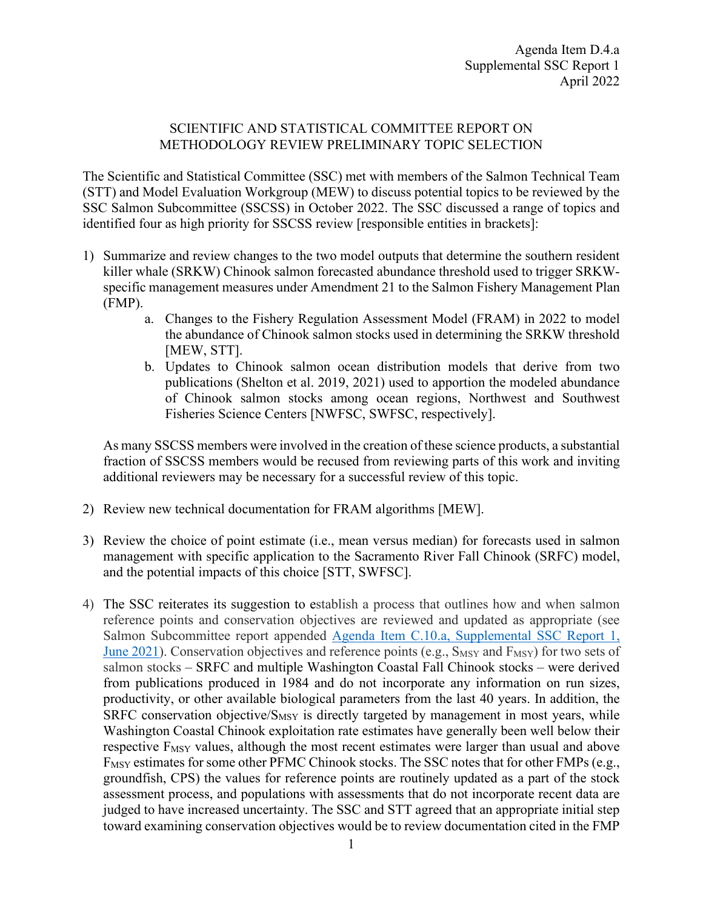Agenda Item D.4.a
Supplemental SSC Report 1
April 2022

# SCIENTIFIC AND STATISTICAL COMMITTEE REPORT ON METHODOLOGY REVIEW PRELIMINARY TOPIC SELECTION

The Scientific and Statistical Committee (SSC) met with members of the Salmon Technical Team (STT) and Model Evaluation Workgroup (MEW) to discuss potential topics to be reviewed by the SSC Salmon Subcommittee (SSCSS) in October 2022. The SSC discussed a range of topics and identified four as high priority for SSCSS review [responsible entities in brackets]:

1) Summarize and review changes to the two model outputs that determine the southern resident killer whale (SRKW) Chinook salmon forecasted abundance threshold used to trigger SRKW-specific management measures under Amendment 21 to the Salmon Fishery Management Plan (FMP).
    a. Changes to the Fishery Regulation Assessment Model (FRAM) in 2022 to model the abundance of Chinook salmon stocks used in determining the SRKW threshold [MEW, STT].
    b. Updates to Chinook salmon ocean distribution models that derive from two publications (Shelton et al. 2019, 2021) used to apportion the modeled abundance of Chinook salmon stocks among ocean regions, Northwest and Southwest Fisheries Science Centers [NWFSC, SWFSC, respectively].

    As many SSCSS members were involved in the creation of these science products, a substantial fraction of SSCSS members would be recused from reviewing parts of this work and inviting additional reviewers may be necessary for a successful review of this topic.

2) Review new technical documentation for FRAM algorithms [MEW].

3) Review the choice of point estimate (i.e., mean versus median) for forecasts used in salmon management with specific application to the Sacramento River Fall Chinook (SRFC) model, and the potential impacts of this choice [STT, SWFSC].

4) The SSC reiterates its suggestion to establish a process that outlines how and when salmon reference points and conservation objectives are reviewed and updated as appropriate (see Salmon Subcommittee report appended Agenda Item C.10.a, Supplemental SSC Report 1, June 2021). Conservation objectives and reference points (e.g., $S_{MSY}$ and $F_{MSY}$) for two sets of salmon stocks – SRFC and multiple Washington Coastal Fall Chinook stocks – were derived from publications produced in 1984 and do not incorporate any information on run sizes, productivity, or other available biological parameters from the last 40 years. In addition, the SRFC conservation objective/$S_{MSY}$ is directly targeted by management in most years, while Washington Coastal Chinook exploitation rate estimates have generally been well below their respective $F_{MSY}$ values, although the most recent estimates were larger than usual and above $F_{MSY}$ estimates for some other PFMC Chinook stocks. The SSC notes that for other FMPs (e.g., groundfish, CPS) the values for reference points are routinely updated as a part of the stock assessment process, and populations with assessments that do not incorporate recent data are judged to have increased uncertainty. The SSC and STT agreed that an appropriate initial step toward examining conservation objectives would be to review documentation cited in the FMP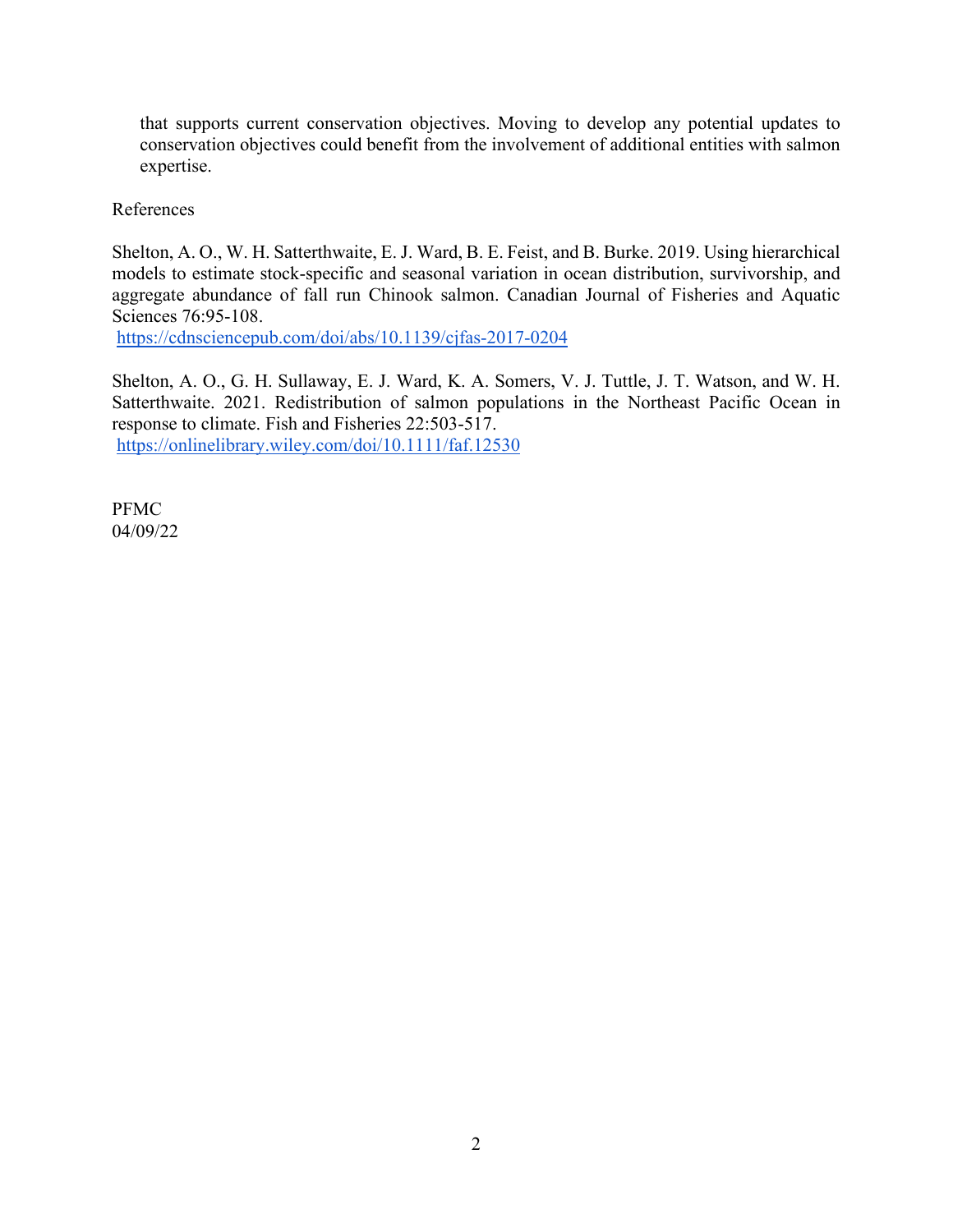that supports current conservation objectives. Moving to develop any potential updates to conservation objectives could benefit from the involvement of additional entities with salmon expertise.

References

Shelton, A. O., W. H. Satterthwaite, E. J. Ward, B. E. Feist, and B. Burke. 2019. Using hierarchical models to estimate stock-specific and seasonal variation in ocean distribution, survivorship, and aggregate abundance of fall run Chinook salmon. Canadian Journal of Fisheries and Aquatic Sciences 76:95-108.
https://cdnsciencepub.com/doi/abs/10.1139/cjfas-2017-0204

Shelton, A. O., G. H. Sullaway, E. J. Ward, K. A. Somers, V. J. Tuttle, J. T. Watson, and W. H. Satterthwaite. 2021. Redistribution of salmon populations in the Northeast Pacific Ocean in response to climate. Fish and Fisheries 22:503-517.
https://onlinelibrary.wiley.com/doi/10.1111/faf.12530

PFMC
04/09/22